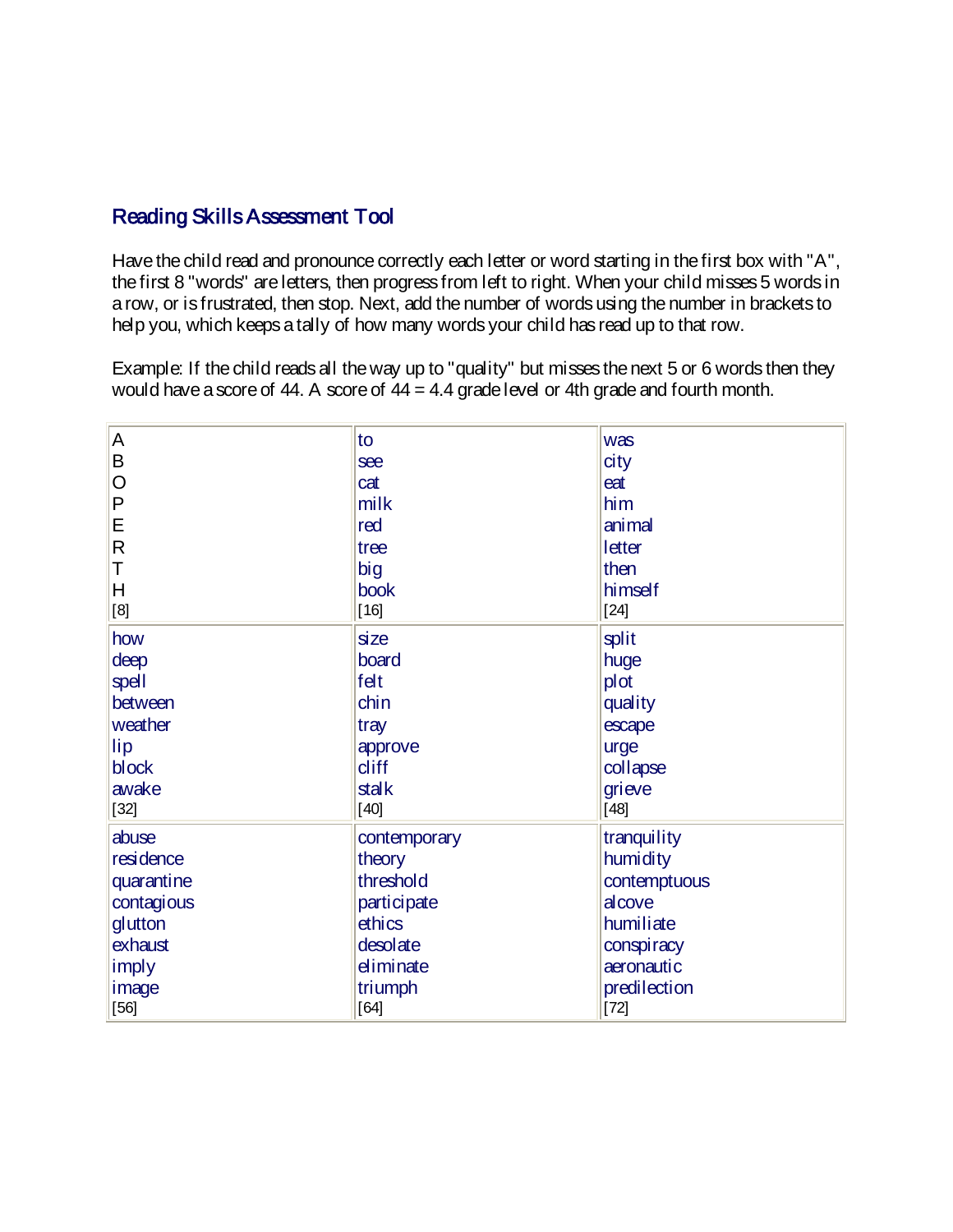## Reading Skills Assessment Tool

Have the child read and pronounce correctly each letter or word starting in the first box with "A", the first 8 "words" are letters, then progress from left to right. When your child misses 5 words in a row, or is frustrated, then stop. Next, add the number of words using the number in brackets to help you, which keeps a tally of how many words your child has read up to that row.

Example: If the child reads all the way up to "quality" but misses the next 5 or 6 words then they would have a score of 44. A score of 44 = 4.4 grade level or 4th grade and fourth month.

| | | |
|---|---|---|
| A<br>B<br>O<br>P<br>E<br>R<br>T<br>H<br>[8] | to<br>see<br>cat<br>milk<br>red<br>tree<br>big<br>book<br>[16] | was<br>city<br>eat<br>him<br>animal<br>letter<br>then<br>himself<br>[24] |
| how<br>deep<br>spell<br>between<br>weather<br>lip<br>block<br>awake<br>[32] | size<br>board<br>felt<br>chin<br>tray<br>approve<br>cliff<br>stalk<br>[40] | split<br>huge<br>plot<br>quality<br>escape<br>urge<br>collapse<br>grieve<br>[48] |
| abuse<br>residence<br>quarantine<br>contagious<br>glutton<br>exhaust<br>imply<br>image<br>[56] | contemporary<br>theory<br>threshold<br>participate<br>ethics<br>desolate<br>eliminate<br>triumph<br>[64] | tranquility<br>humidity<br>contemptuous<br>alcove<br>humiliate<br>conspiracy<br>aeronautic<br>predilection<br>[72] |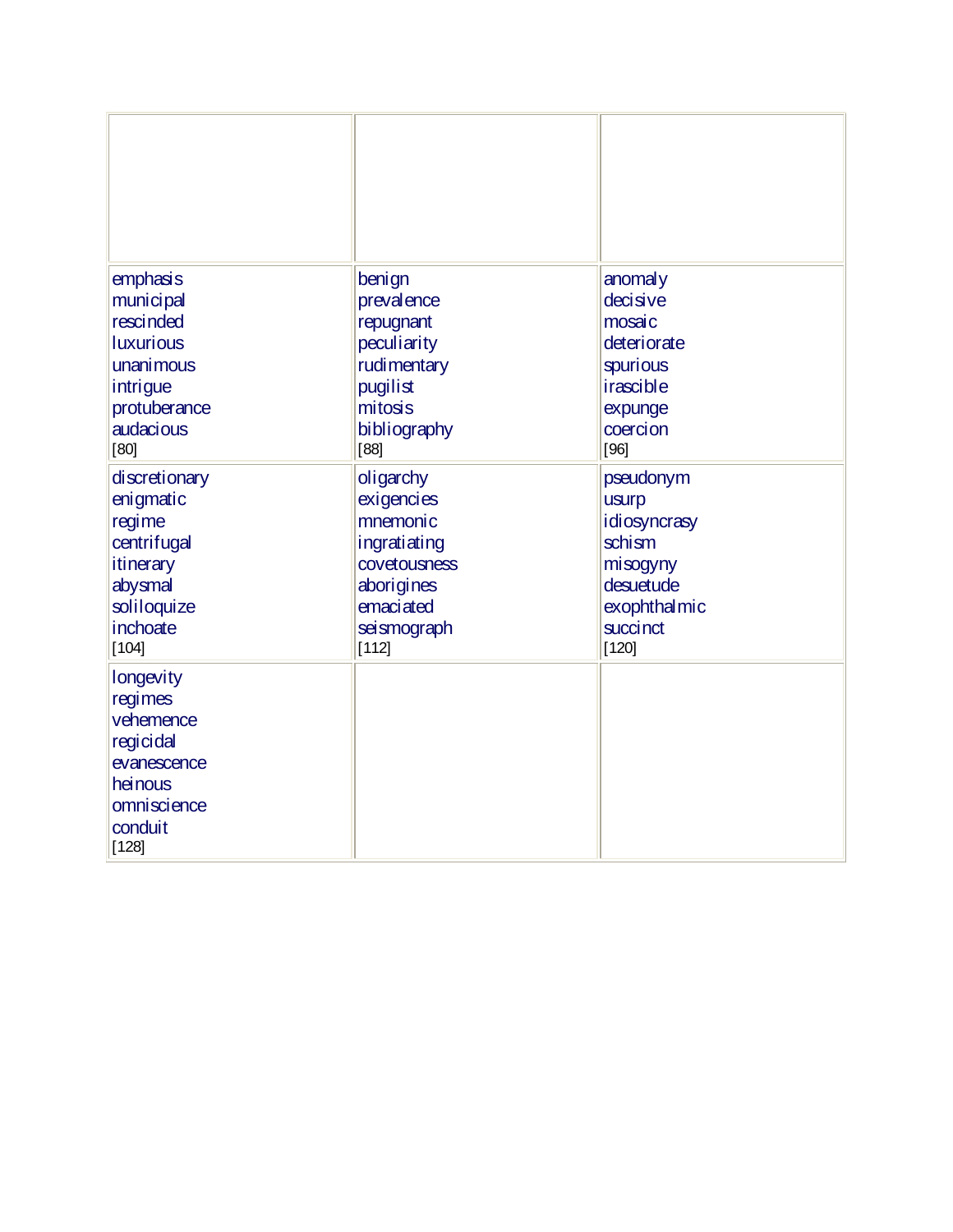| | | |
|---|---|---|
| | | |
| emphasis<br>municipal<br>rescinded<br>luxurious<br>unanimous<br>intrigue<br>protuberance<br>audacious<br>[80] | benign<br>prevalence<br>repugnant<br>peculiarity<br>rudimentary<br>pugilist<br>mitosis<br>bibliography<br>[88] | anomaly<br>decisive<br>mosaic<br>deteriorate<br>spurious<br>irascible<br>expunge<br>coercion<br>[96] |
| discretionary<br>enigmatic<br>regime<br>centrifugal<br>itinerary<br>abysmal<br>soliloquize<br>inchoate<br>[104] | oligarchy<br>exigencies<br>mnemonic<br>ingratiating<br>covetousness<br>aborigines<br>emaciated<br>seismograph<br>[112] | pseudonym<br>usurp<br>idiosyncrasy<br>schism<br>misogyny<br>desuetude<br>exophthalmic<br>succinct<br>[120] |
| longevity<br>regimes<br>vehemence<br>regicidal<br>evanescence<br>heinous<br>omniscience<br>conduit<br>[128] | | |